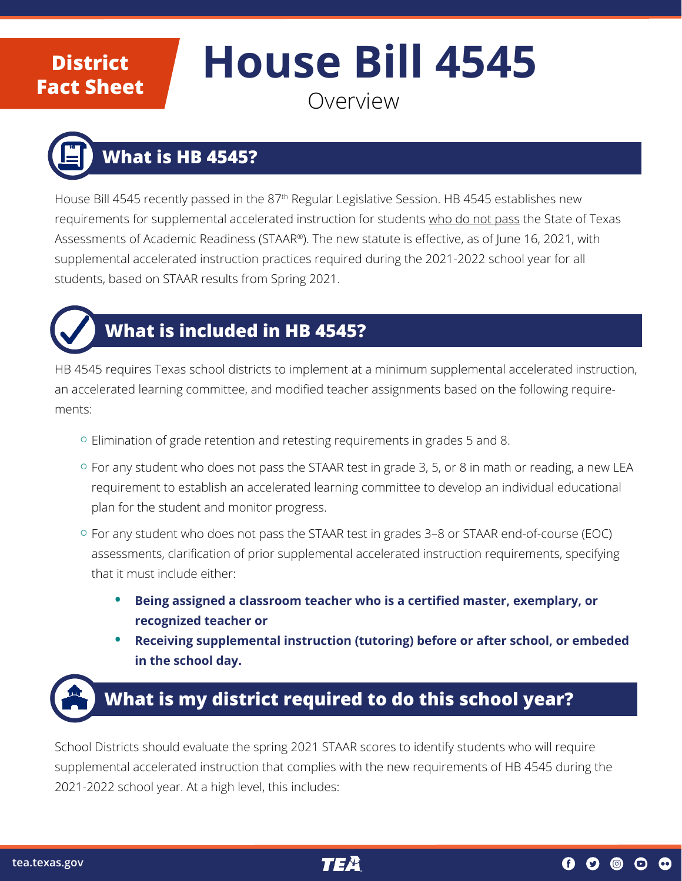District Fact Sheet

# House Bill 4545

Overview

## What is HB 4545?

House Bill 4545 recently passed in the 87th Regular Legislative Session. HB 4545 establishes new requirements for supplemental accelerated instruction for students <u>who do not pass</u> the State of Texas Assessments of Academic Readiness (STAAR®). The new statute is effective, as of June 16, 2021, with supplemental accelerated instruction practices required during the 2021-2022 school year for all students, based on STAAR results from Spring 2021.

## What is included in HB 4545?

HB 4545 requires Texas school districts to implement at a minimum supplemental accelerated instruction, an accelerated learning committee, and modified teacher assignments based on the following requirements:

- Elimination of grade retention and retesting requirements in grades 5 and 8.
- For any student who does not pass the STAAR test in grade 3, 5, or 8 in math or reading, a new LEA requirement to establish an accelerated learning committee to develop an individual educational plan for the student and monitor progress.
- For any student who does not pass the STAAR test in grades 3–8 or STAAR end-of-course (EOC) assessments, clarification of prior supplemental accelerated instruction requirements, specifying that it must include either:
  - **Being assigned a classroom teacher who is a certified master, exemplary, or recognized teacher or**
  - **Receiving supplemental instruction (tutoring) before or after school, or embeded in the school day.**

## What is my district required to do this school year?

School Districts should evaluate the spring 2021 STAAR scores to identify students who will require supplemental accelerated instruction that complies with the new requirements of HB 4545 during the 2021-2022 school year. At a high level, this includes: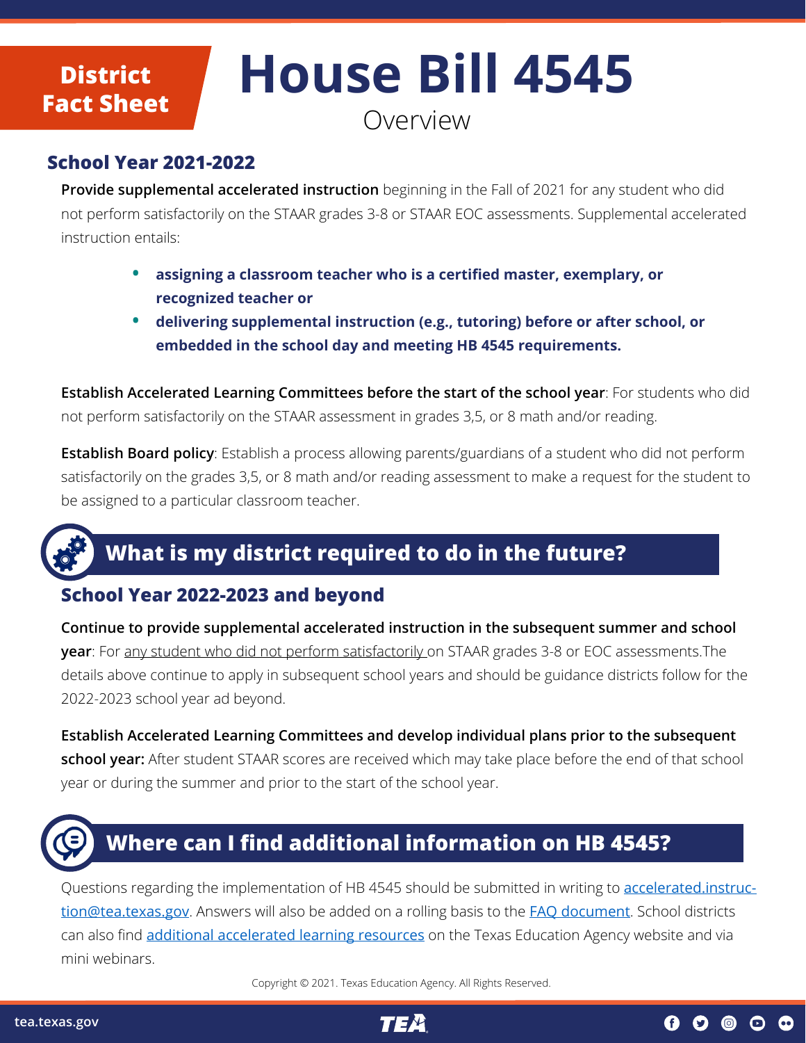District Fact Sheet

# House Bill 4545

Overview

## School Year 2021-2022

**Provide supplemental accelerated instruction** beginning in the Fall of 2021 for any student who did not perform satisfactorily on the STAAR grades 3-8 or STAAR EOC assessments. Supplemental accelerated instruction entails:

- **assigning a classroom teacher who is a certified master, exemplary, or recognized teacher or**
- **delivering supplemental instruction (e.g., tutoring) before or after school, or embedded in the school day and meeting HB 4545 requirements.**

**Establish Accelerated Learning Committees before the start of the school year**: For students who did not perform satisfactorily on the STAAR assessment in grades 3,5, or 8 math and/or reading.

**Establish Board policy**: Establish a process allowing parents/guardians of a student who did not perform satisfactorily on the grades 3,5, or 8 math and/or reading assessment to make a request for the student to be assigned to a particular classroom teacher.

## What is my district required to do in the future?

### School Year 2022-2023 and beyond

**Continue to provide supplemental accelerated instruction in the subsequent summer and school year**: For any student who did not perform satisfactorily on STAAR grades 3-8 or EOC assessments.The details above continue to apply in subsequent school years and should be guidance districts follow for the 2022-2023 school year ad beyond.

**Establish Accelerated Learning Committees and develop individual plans prior to the subsequent school year:** After student STAAR scores are received which may take place before the end of that school year or during the summer and prior to the start of the school year.

## Where can I find additional information on HB 4545?

Questions regarding the implementation of HB 4545 should be submitted in writing to accelerated.instruction@tea.texas.gov. Answers will also be added on a rolling basis to the FAQ document. School districts can also find additional accelerated learning resources on the Texas Education Agency website and via mini webinars.

Copyright © 2021. Texas Education Agency. All Rights Reserved.

tea.texas.gov